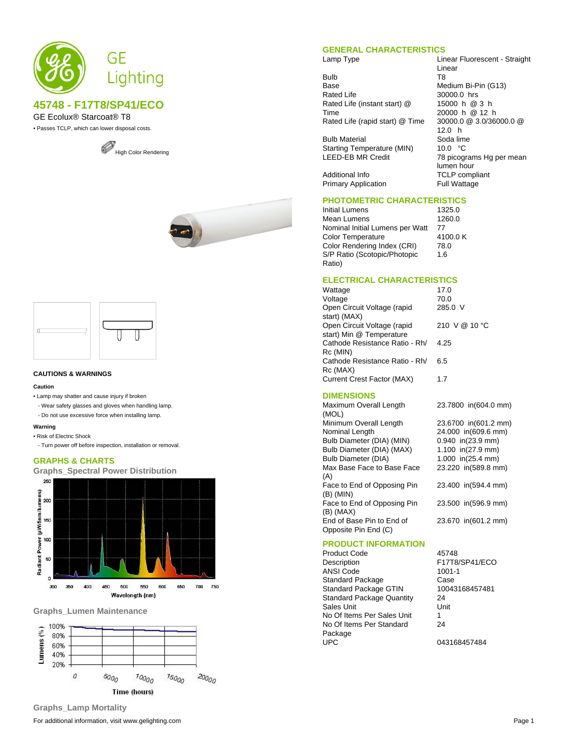# GE Lighting

## 45748 - F17T8/SP41/ECO

GE Ecolux® Starcoat® T8

- Passes TCLP, which can lower disposal costs.

High Color Rendering

### CAUTIONS & WARNINGS

**Caution**

- Lamp may shatter and cause injury if broken
  - Wear safety glasses and gloves when handling lamp.
  - Do not use excessive force when installing lamp.

**Warning**

- Risk of Electric Shock
  - Turn power off before inspection, installation or removal.

### GRAPHS & CHARTS

**Graphs_Spectral Power Distribution**

**Graphs_Lumen Maintenance**

**Graphs_Lamp Mortality**

### GENERAL CHARACTERISTICS

| | |
|---|---|
| Lamp Type | Linear Fluorescent - Straight Linear |
| Bulb | T8 |
| Base | Medium Bi-Pin (G13) |
| Rated Life | 30000.0 hrs |
| Rated Life (instant start) @ Time | 15000 h @ 3 h<br>20000 h @ 12 h |
| Rated Life (rapid start) @ Time | 30000.0 @ 3.0/36000.0 @ 12.0 h |
| Bulb Material | Soda lime |
| Starting Temperature (MIN) | 10.0 °C |
| LEED-EB MR Credit | 78 picograms Hg per mean lumen hour |
| Additional Info | TCLP compliant |
| Primary Application | Full Wattage |

### PHOTOMETRIC CHARACTERISTICS

| | |
|---|---|
| Initial Lumens | 1325.0 |
| Mean Lumens | 1260.0 |
| Nominal Initial Lumens per Watt | 77 |
| Color Temperature | 4100.0 K |
| Color Rendering Index (CRI) | 78.0 |
| S/P Ratio (Scotopic/Photopic Ratio) | 1.6 |

### ELECTRICAL CHARACTERISTICS

| | |
|---|---|
| Wattage | 17.0 |
| Voltage | 70.0 |
| Open Circuit Voltage (rapid start) (MAX) | 285.0 V |
| Open Circuit Voltage (rapid start) Min @ Temperature | 210 V @ 10 °C |
| Cathode Resistance Ratio - Rh/Rc (MIN) | 4.25 |
| Cathode Resistance Ratio - Rh/Rc (MAX) | 6.5 |
| Current Crest Factor (MAX) | 1.7 |

### DIMENSIONS

| | |
|---|---|
| Maximum Overall Length (MOL) | 23.7800 in(604.0 mm) |
| Minimum Overall Length | 23.6700 in(601.2 mm) |
| Nominal Length | 24.000 in(609.6 mm) |
| Bulb Diameter (DIA) (MIN) | 0.940 in(23.9 mm) |
| Bulb Diameter (DIA) (MAX) | 1.100 in(27.9 mm) |
| Bulb Diameter (DIA) | 1.000 in(25.4 mm) |
| Max Base Face to Base Face (A) | 23.220 in(589.8 mm) |
| Face to End of Opposing Pin (B) (MIN) | 23.400 in(594.4 mm) |
| Face to End of Opposing Pin (B) (MAX) | 23.500 in(596.9 mm) |
| End of Base Pin to End of Opposite Pin End (C) | 23.670 in(601.2 mm) |

### PRODUCT INFORMATION

| | |
|---|---|
| Product Code | 45748 |
| Description | F17T8/SP41/ECO |
| ANSI Code | 1001-1 |
| Standard Package | Case |
| Standard Package GTIN | 10043168457481 |
| Standard Package Quantity | 24 |
| Sales Unit | Unit |
| No Of Items Per Sales Unit | 1 |
| No Of Items Per Standard Package | 24 |
| UPC | 043168457484 |

For additional information, visit www.gelighting.com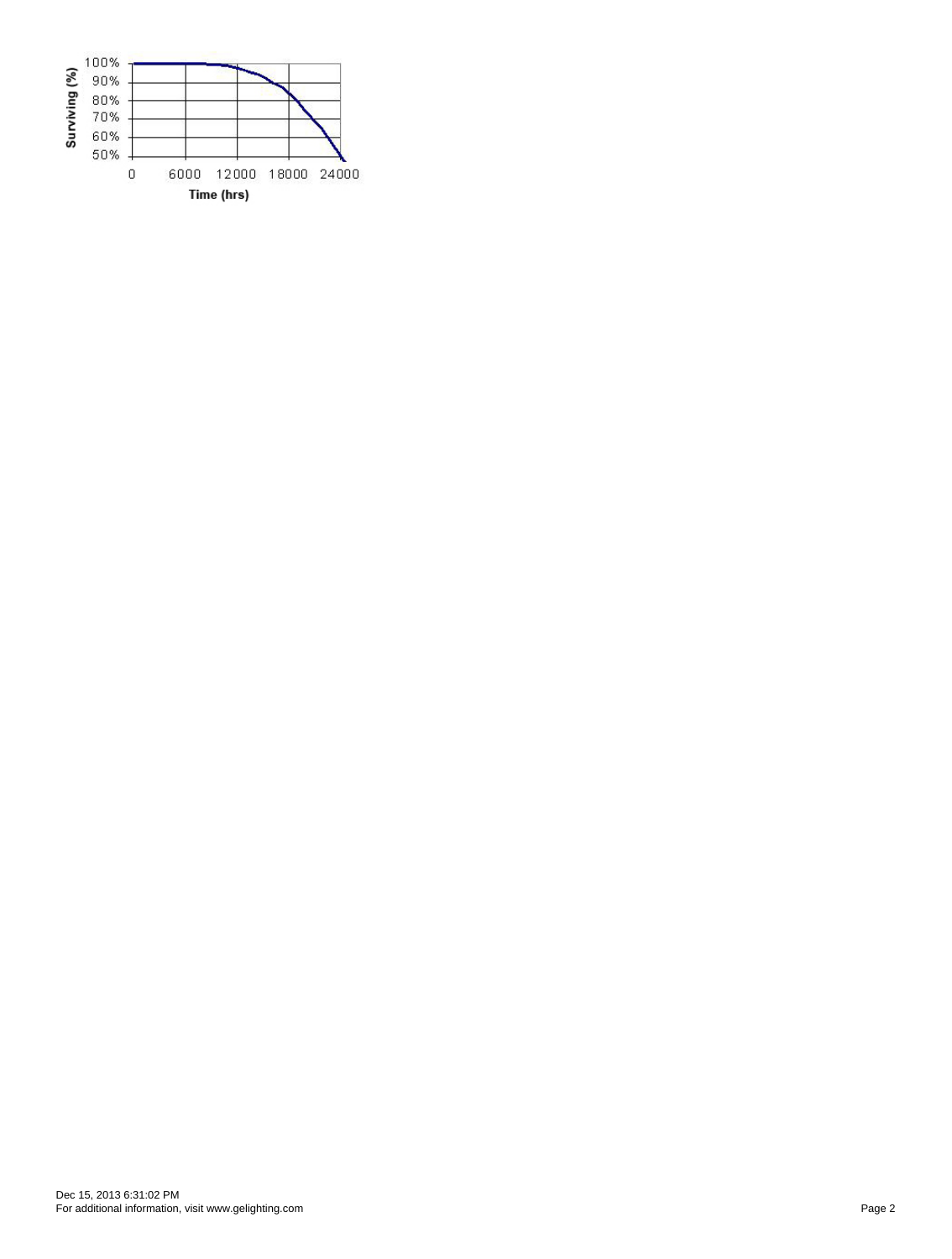Surviving (%)

100%
90%
80%
70%
60%
50%

0 6000 12000 18000 24000

Time (hrs)